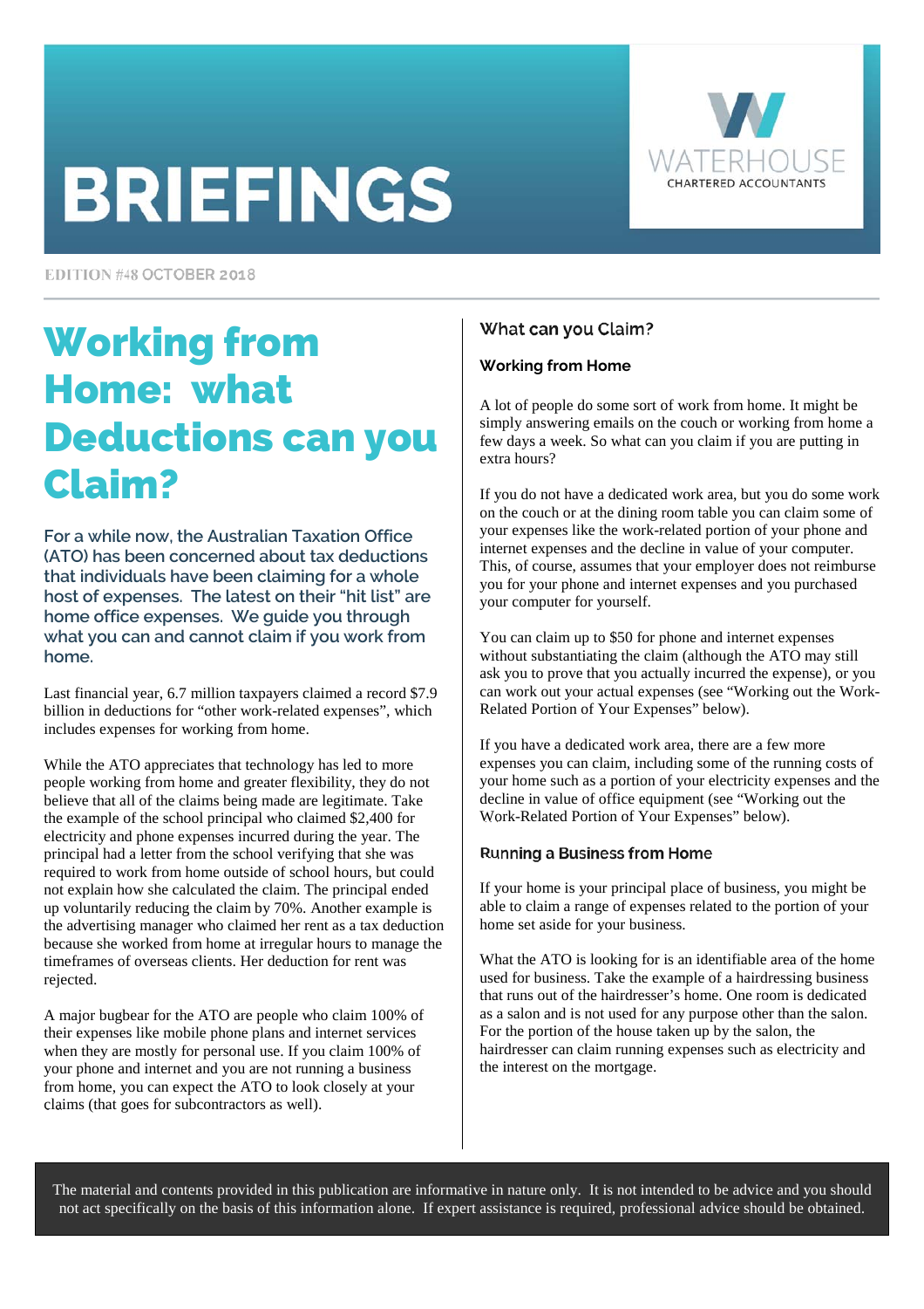# BRIEFINGS

WATERHOUSE
CHARTERED ACCOUNTANTS

EDITION #48 OCTOBER 2018

## Working from Home: what Deductions can you Claim?

**For a while now, the Australian Taxation Office (ATO) has been concerned about tax deductions that individuals have been claiming for a whole host of expenses. The latest on their "hit list" are home office expenses. We guide you through what you can and cannot claim if you work from home.**

Last financial year, 6.7 million taxpayers claimed a record $7.9 billion in deductions for "other work-related expenses", which includes expenses for working from home.

While the ATO appreciates that technology has led to more people working from home and greater flexibility, they do not believe that all of the claims being made are legitimate. Take the example of the school principal who claimed $2,400 for electricity and phone expenses incurred during the year. The principal had a letter from the school verifying that she was required to work from home outside of school hours, but could not explain how she calculated the claim. The principal ended up voluntarily reducing the claim by 70%. Another example is the advertising manager who claimed her rent as a tax deduction because she worked from home at irregular hours to manage the timeframes of overseas clients. Her deduction for rent was rejected.

A major bugbear for the ATO are people who claim 100% of their expenses like mobile phone plans and internet services when they are mostly for personal use. If you claim 100% of your phone and internet and you are not running a business from home, you can expect the ATO to look closely at your claims (that goes for subcontractors as well).

### What can you Claim?

#### Working from Home

A lot of people do some sort of work from home. It might be simply answering emails on the couch or working from home a few days a week. So what can you claim if you are putting in extra hours?

If you do not have a dedicated work area, but you do some work on the couch or at the dining room table you can claim some of your expenses like the work-related portion of your phone and internet expenses and the decline in value of your computer. This, of course, assumes that your employer does not reimburse you for your phone and internet expenses and you purchased your computer for yourself.

You can claim up to $50 for phone and internet expenses without substantiating the claim (although the ATO may still ask you to prove that you actually incurred the expense), or you can work out your actual expenses (see "Working out the Work-Related Portion of Your Expenses" below).

If you have a dedicated work area, there are a few more expenses you can claim, including some of the running costs of your home such as a portion of your electricity expenses and the decline in value of office equipment (see "Working out the Work-Related Portion of Your Expenses" below).

#### Running a Business from Home

If your home is your principal place of business, you might be able to claim a range of expenses related to the portion of your home set aside for your business.

What the ATO is looking for is an identifiable area of the home used for business. Take the example of a hairdressing business that runs out of the hairdresser's home. One room is dedicated as a salon and is not used for any purpose other than the salon. For the portion of the house taken up by the salon, the hairdresser can claim running expenses such as electricity and the interest on the mortgage.

The material and contents provided in this publication are informative in nature only. It is not intended to be advice and you should not act specifically on the basis of this information alone. If expert assistance is required, professional advice should be obtained.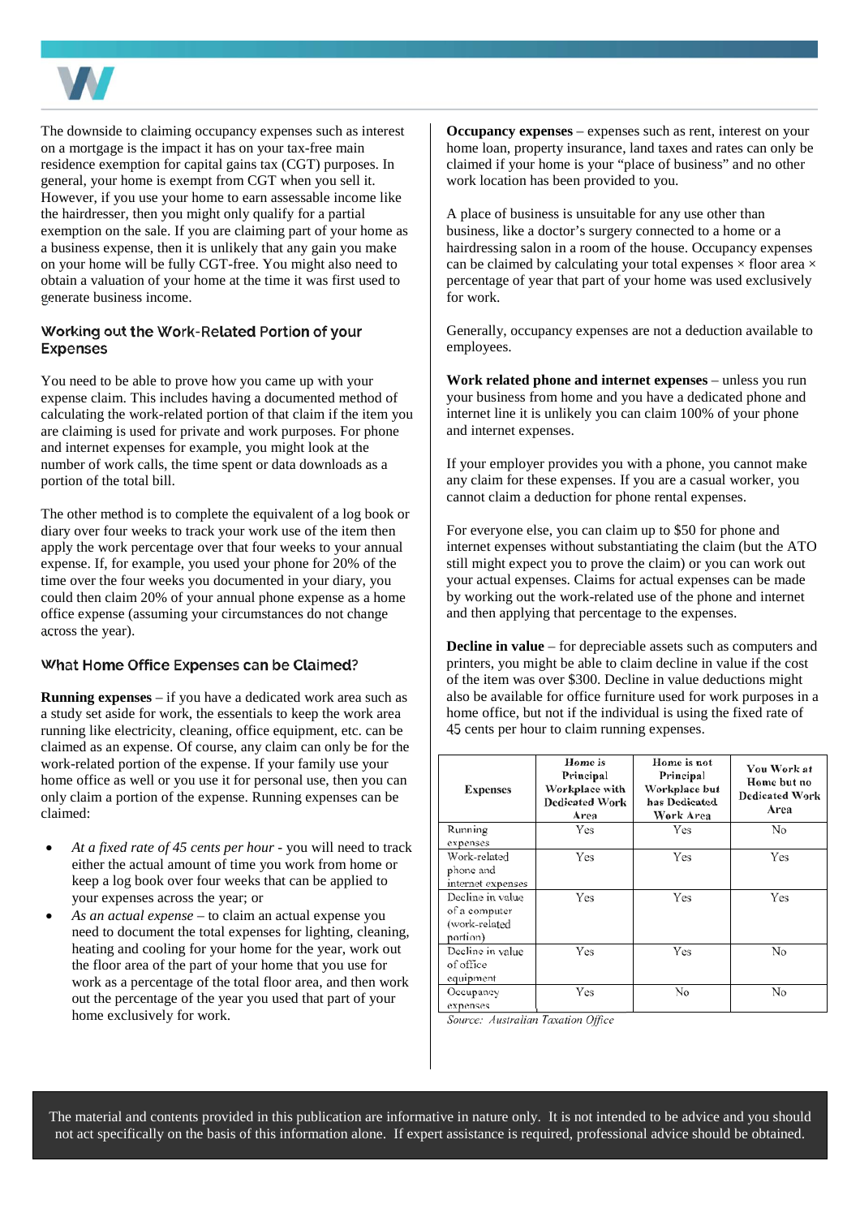The downside to claiming occupancy expenses such as interest on a mortgage is the impact it has on your tax-free main residence exemption for capital gains tax (CGT) purposes. In general, your home is exempt from CGT when you sell it. However, if you use your home to earn assessable income like the hairdresser, then you might only qualify for a partial exemption on the sale. If you are claiming part of your home as a business expense, then it is unlikely that any gain you make on your home will be fully CGT-free. You might also need to obtain a valuation of your home at the time it was first used to generate business income.

## Working out the Work-Related Portion of your Expenses

You need to be able to prove how you came up with your expense claim. This includes having a documented method of calculating the work-related portion of that claim if the item you are claiming is used for private and work purposes. For phone and internet expenses for example, you might look at the number of work calls, the time spent or data downloads as a portion of the total bill.

The other method is to complete the equivalent of a log book or diary over four weeks to track your work use of the item then apply the work percentage over that four weeks to your annual expense. If, for example, you used your phone for 20% of the time over the four weeks you documented in your diary, you could then claim 20% of your annual phone expense as a home office expense (assuming your circumstances do not change across the year).

## What Home Office Expenses can be Claimed?

**Running expenses** – if you have a dedicated work area such as a study set aside for work, the essentials to keep the work area running like electricity, cleaning, office equipment, etc. can be claimed as an expense. Of course, any claim can only be for the work-related portion of the expense. If your family use your home office as well or you use it for personal use, then you can only claim a portion of the expense. Running expenses can be claimed:

- *At a fixed rate of 45 cents per hour* - you will need to track either the actual amount of time you work from home or keep a log book over four weeks that can be applied to your expenses across the year; or
- *As an actual expense* – to claim an actual expense you need to document the total expenses for lighting, cleaning, heating and cooling for your home for the year, work out the floor area of the part of your home that you use for work as a percentage of the total floor area, and then work out the percentage of the year you used that part of your home exclusively for work.

**Occupancy expenses** – expenses such as rent, interest on your home loan, property insurance, land taxes and rates can only be claimed if your home is your "place of business" and no other work location has been provided to you.

A place of business is unsuitable for any use other than business, like a doctor's surgery connected to a home or a hairdressing salon in a room of the house. Occupancy expenses can be claimed by calculating your total expenses × floor area × percentage of year that part of your home was used exclusively for work.

Generally, occupancy expenses are not a deduction available to employees.

**Work related phone and internet expenses** – unless you run your business from home and you have a dedicated phone and internet line it is unlikely you can claim 100% of your phone and internet expenses.

If your employer provides you with a phone, you cannot make any claim for these expenses. If you are a casual worker, you cannot claim a deduction for phone rental expenses.

For everyone else, you can claim up to $50 for phone and internet expenses without substantiating the claim (but the ATO still might expect you to prove the claim) or you can work out your actual expenses. Claims for actual expenses can be made by working out the work-related use of the phone and internet and then applying that percentage to the expenses.

**Decline in value** – for depreciable assets such as computers and printers, you might be able to claim decline in value if the cost of the item was over $300. Decline in value deductions might also be available for office furniture used for work purposes in a home office, but not if the individual is using the fixed rate of 45 cents per hour to claim running expenses.

| Expenses | Home is Principal Workplace with Dedicated Work Area | Home is not Principal Workplace but has Dedicated Work Area | You Work at Home but no Dedicated Work Area |
|---|---|---|---|
| Running expenses | Yes | Yes | No |
| Work-related phone and internet expenses | Yes | Yes | Yes |
| Decline in value of a computer (work-related portion) | Yes | Yes | Yes |
| Decline in value of office equipment | Yes | Yes | No |
| Occupancy expenses | Yes | No | No |

*Source: Australian Taxation Office*

The material and contents provided in this publication are informative in nature only. It is not intended to be advice and you should not act specifically on the basis of this information alone. If expert assistance is required, professional advice should be obtained.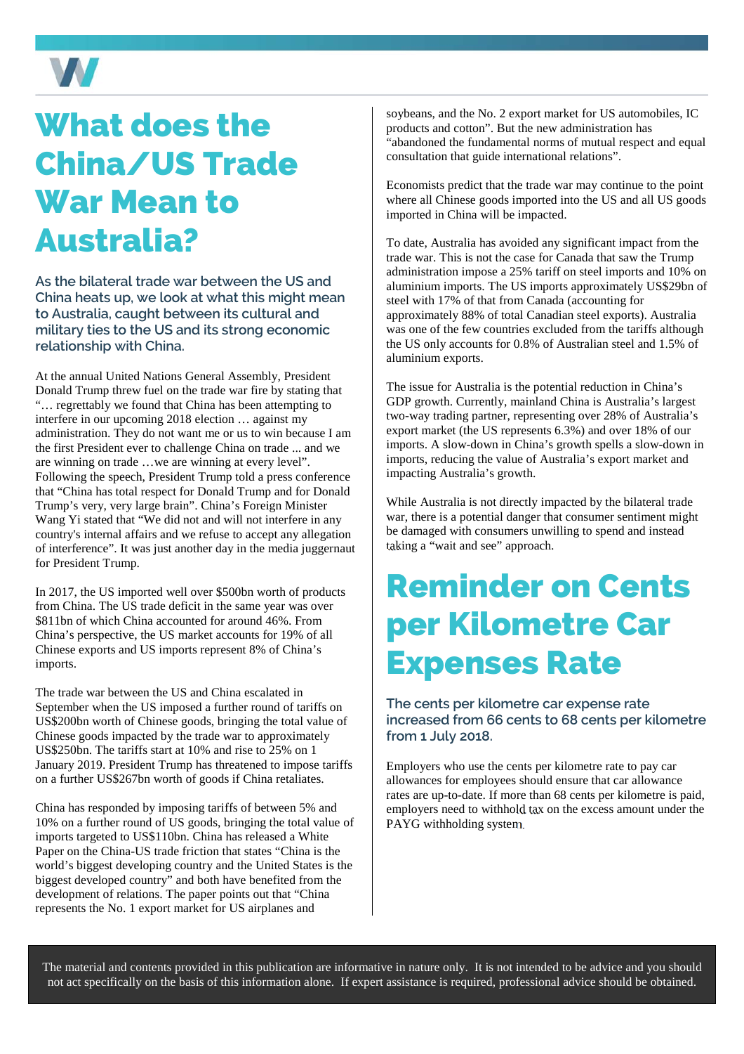# What does the China/US Trade War Mean to Australia?

**As the bilateral trade war between the US and China heats up, we look at what this might mean to Australia, caught between its cultural and military ties to the US and its strong economic relationship with China.**

At the annual United Nations General Assembly, President Donald Trump threw fuel on the trade war fire by stating that "… regrettably we found that China has been attempting to interfere in our upcoming 2018 election … against my administration. They do not want me or us to win because I am the first President ever to challenge China on trade ... and we are winning on trade …we are winning at every level". Following the speech, President Trump told a press conference that "China has total respect for Donald Trump and for Donald Trump's very, very large brain". China's Foreign Minister Wang Yi stated that "We did not and will not interfere in any country's internal affairs and we refuse to accept any allegation of interference". It was just another day in the media juggernaut for President Trump.

In 2017, the US imported well over $500bn worth of products from China. The US trade deficit in the same year was over $811bn of which China accounted for around 46%. From China's perspective, the US market accounts for 19% of all Chinese exports and US imports represent 8% of China's imports.

The trade war between the US and China escalated in September when the US imposed a further round of tariffs on US$200bn worth of Chinese goods, bringing the total value of Chinese goods impacted by the trade war to approximately US$250bn. The tariffs start at 10% and rise to 25% on 1 January 2019. President Trump has threatened to impose tariffs on a further US$267bn worth of goods if China retaliates.

China has responded by imposing tariffs of between 5% and 10% on a further round of US goods, bringing the total value of imports targeted to US$110bn. China has released a White Paper on the China-US trade friction that states "China is the world's biggest developing country and the United States is the biggest developed country" and both have benefited from the development of relations. The paper points out that "China represents the No. 1 export market for US airplanes and soybeans, and the No. 2 export market for US automobiles, IC products and cotton". But the new administration has "abandoned the fundamental norms of mutual respect and equal consultation that guide international relations".

Economists predict that the trade war may continue to the point where all Chinese goods imported into the US and all US goods imported in China will be impacted.

To date, Australia has avoided any significant impact from the trade war. This is not the case for Canada that saw the Trump administration impose a 25% tariff on steel imports and 10% on aluminium imports. The US imports approximately US$29bn of steel with 17% of that from Canada (accounting for approximately 88% of total Canadian steel exports). Australia was one of the few countries excluded from the tariffs although the US only accounts for 0.8% of Australian steel and 1.5% of aluminium exports.

The issue for Australia is the potential reduction in China's GDP growth. Currently, mainland China is Australia's largest two-way trading partner, representing over 28% of Australia's export market (the US represents 6.3%) and over 18% of our imports. A slow-down in China's growth spells a slow-down in imports, reducing the value of Australia's export market and impacting Australia's growth.

While Australia is not directly impacted by the bilateral trade war, there is a potential danger that consumer sentiment might be damaged with consumers unwilling to spend and instead taking a "wait and see" approach.

# Reminder on Cents per Kilometre Car Expenses Rate

**The cents per kilometre car expense rate increased from 66 cents to 68 cents per kilometre from 1 July 2018.**

Employers who use the cents per kilometre rate to pay car allowances for employees should ensure that car allowance rates are up-to-date. If more than 68 cents per kilometre is paid, employers need to withhold tax on the excess amount under the PAYG withholding system.

The material and contents provided in this publication are informative in nature only. It is not intended to be advice and you should not act specifically on the basis of this information alone. If expert assistance is required, professional advice should be obtained.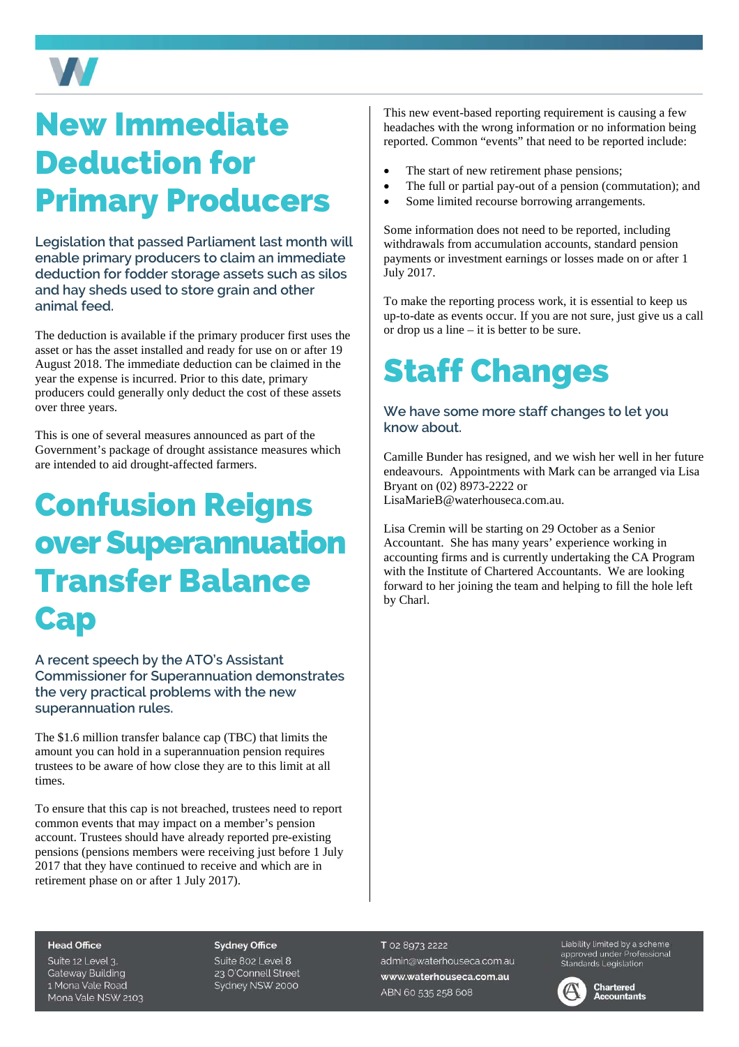# New Immediate Deduction for Primary Producers

**Legislation that passed Parliament last month will enable primary producers to claim an immediate deduction for fodder storage assets such as silos and hay sheds used to store grain and other animal feed.**

The deduction is available if the primary producer first uses the asset or has the asset installed and ready for use on or after 19 August 2018. The immediate deduction can be claimed in the year the expense is incurred. Prior to this date, primary producers could generally only deduct the cost of these assets over three years.

This is one of several measures announced as part of the Government's package of drought assistance measures which are intended to aid drought-affected farmers.

# Confusion Reigns over Superannuation Transfer Balance Cap

**A recent speech by the ATO's Assistant Commissioner for Superannuation demonstrates the very practical problems with the new superannuation rules.**

The $1.6 million transfer balance cap (TBC) that limits the amount you can hold in a superannuation pension requires trustees to be aware of how close they are to this limit at all times.

To ensure that this cap is not breached, trustees need to report common events that may impact on a member's pension account. Trustees should have already reported pre-existing pensions (pensions members were receiving just before 1 July 2017 that they have continued to receive and which are in retirement phase on or after 1 July 2017).

This new event-based reporting requirement is causing a few headaches with the wrong information or no information being reported. Common "events" that need to be reported include:

- The start of new retirement phase pensions;
- The full or partial pay-out of a pension (commutation); and
- Some limited recourse borrowing arrangements.

Some information does not need to be reported, including withdrawals from accumulation accounts, standard pension payments or investment earnings or losses made on or after 1 July 2017.

To make the reporting process work, it is essential to keep us up-to-date as events occur. If you are not sure, just give us a call or drop us a line – it is better to be sure.

# Staff Changes

**We have some more staff changes to let you know about.**

Camille Bunder has resigned, and we wish her well in her future endeavours. Appointments with Mark can be arranged via Lisa Bryant on (02) 8973-2222 or LisaMarieB@waterhouseca.com.au.

Lisa Cremin will be starting on 29 October as a Senior Accountant. She has many years' experience working in accounting firms and is currently undertaking the CA Program with the Institute of Chartered Accountants. We are looking forward to her joining the team and helping to fill the hole left by Charl.

**Head Office**
Suite 12 Level 3,
Gateway Building
1 Mona Vale Road
Mona Vale NSW 2103

**Sydney Office**
Suite 802 Level 8
23 O'Connell Street
Sydney NSW 2000

T 02 8973 2222
admin@waterhouseca.com.au
**www.waterhouseca.com.au**
ABN 60 535 258 608

Liability limited by a scheme approved under Professional Standards Legislation

Chartered Accountants